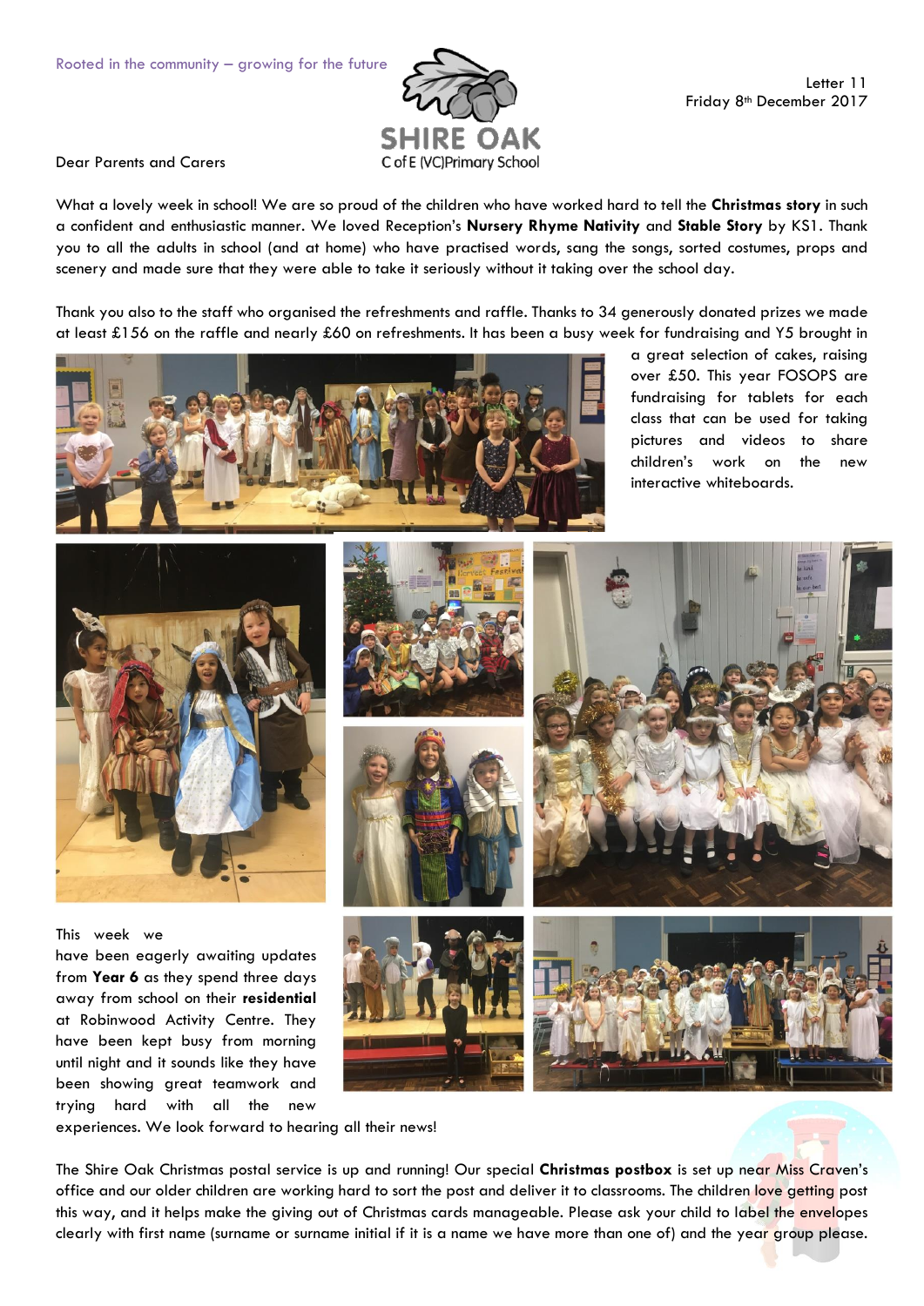Rooted in the community – growing for the future

SHIRE OAK
C of E (VC) Primary School

Letter 11
Friday 8th December 2017

Dear Parents and Carers

What a lovely week in school! We are so proud of the children who have worked hard to tell the **Christmas story** in such a confident and enthusiastic manner. We loved Reception's **Nursery Rhyme Nativity** and **Stable Story** by KS1. Thank you to all the adults in school (and at home) who have practised words, sang the songs, sorted costumes, props and scenery and made sure that they were able to take it seriously without it taking over the school day.

Thank you also to the staff who organised the refreshments and raffle. Thanks to 34 generously donated prizes we made at least £156 on the raffle and nearly £60 on refreshments. It has been a busy week for fundraising and Y5 brought in a great selection of cakes, raising over £50. This year FOSOPS are fundraising for tablets for each class that can be used for taking pictures and videos to share children's work on the new interactive whiteboards.

This week we have been eagerly awaiting updates from **Year 6** as they spend three days away from school on their **residential** at Robinwood Activity Centre. They have been kept busy from morning until night and it sounds like they have been showing great teamwork and trying hard with all the new experiences. We look forward to hearing all their news!

The Shire Oak Christmas postal service is up and running! Our special **Christmas postbox** is set up near Miss Craven's office and our older children are working hard to sort the post and deliver it to classrooms. The children love getting post this way, and it helps make the giving out of Christmas cards manageable. Please ask your child to label the envelopes clearly with first name (surname or surname initial if it is a name we have more than one of) and the year group please.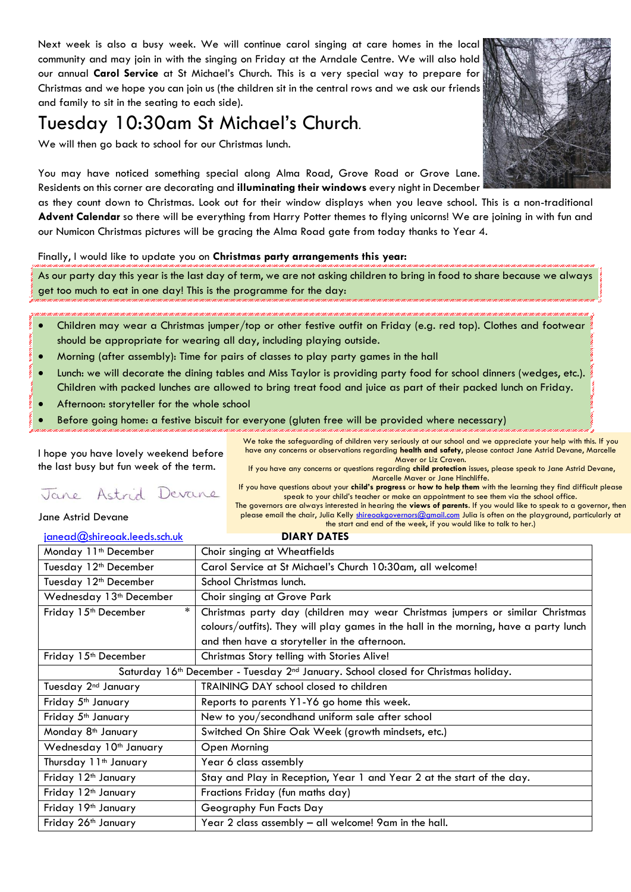Next week is also a busy week. We will continue carol singing at care homes in the local community and may join in with the singing on Friday at the Arndale Centre. We will also hold our annual **Carol Service** at St Michael's Church. This is a very special way to prepare for Christmas and we hope you can join us (the children sit in the central rows and we ask our friends and family to sit in the seating to each side).

# Tuesday 10:30am St Michael's Church.

We will then go back to school for our Christmas lunch.

You may have noticed something special along Alma Road, Grove Road or Grove Lane. Residents on this corner are decorating and **illuminating their windows** every night in December as they count down to Christmas. Look out for their window displays when you leave school. This is a non-traditional **Advent Calendar** so there will be everything from Harry Potter themes to flying unicorns! We are joining in with fun and our Numicon Christmas pictures will be gracing the Alma Road gate from today thanks to Year 4.

Finally, I would like to update you on **Christmas party arrangements this year:**

As our party day this year is the last day of term, we are not asking children to bring in food to share because we always get too much to eat in one day! This is the programme for the day:

- Children may wear a Christmas jumper/top or other festive outfit on Friday (e.g. red top). Clothes and footwear should be appropriate for wearing all day, including playing outside.
- Morning (after assembly): Time for pairs of classes to play party games in the hall
- Lunch: we will decorate the dining tables and Miss Taylor is providing party food for school dinners (wedges, etc.). Children with packed lunches are allowed to bring treat food and juice as part of their packed lunch on Friday.
- Afternoon: storyteller for the whole school
- Before going home: a festive biscuit for everyone (gluten free will be provided where necessary)

I hope you have lovely weekend before the last busy but fun week of the term.

Jane Astrid Devane

Jane Astrid Devane

janead@shireoak.leeds.sch.uk

We take the safeguarding of children very seriously at our school and we appreciate your help with this. If you have any concerns or observations regarding **health and safety**, please contact Jane Astrid Devane, Marcelle Maver or Liz Craven.
If you have any concerns or questions regarding **child protection** issues, please speak to Jane Astrid Devane, Marcelle Maver or Jane Hinchliffe.
If you have questions about your **child's progress** or **how to help them** with the learning they find difficult please speak to your child's teacher or make an appointment to see them via the school office.
The governors are always interested in hearing the **views of parents**. If you would like to speak to a governor, then please email the chair, Julia Kelly shireoakgovernors@gmail.com Julia is often on the playground, particularly at the start and end of the week, if you would like to talk to her.)

**DIARY DATES**

| | |
|---|---|
| Monday 11th December | Choir singing at Wheatfields |
| Tuesday 12th December | Carol Service at St Michael's Church 10:30am, all welcome! |
| Tuesday 12th December | School Christmas lunch. |
| Wednesday 13th December | Choir singing at Grove Park |
| Friday 15th December * | Christmas party day (children may wear Christmas jumpers or similar Christmas colours/outfits). They will play games in the hall in the morning, have a party lunch and then have a storyteller in the afternoon. |
| Friday 15th December | Christmas Story telling with Stories Alive! |
| Saturday 16th December - Tuesday 2nd January. School closed for Christmas holiday. | |
| Tuesday 2nd January | TRAINING DAY school closed to children |
| Friday 5th January | Reports to parents Y1-Y6 go home this week. |
| Friday 5th January | New to you/secondhand uniform sale after school |
| Monday 8th January | Switched On Shire Oak Week (growth mindsets, etc.) |
| Wednesday 10th January | Open Morning |
| Thursday 11th January | Year 6 class assembly |
| Friday 12th January | Stay and Play in Reception, Year 1 and Year 2 at the start of the day. |
| Friday 12th January | Fractions Friday (fun maths day) |
| Friday 19th January | Geography Fun Facts Day |
| Friday 26th January | Year 2 class assembly – all welcome! 9am in the hall. |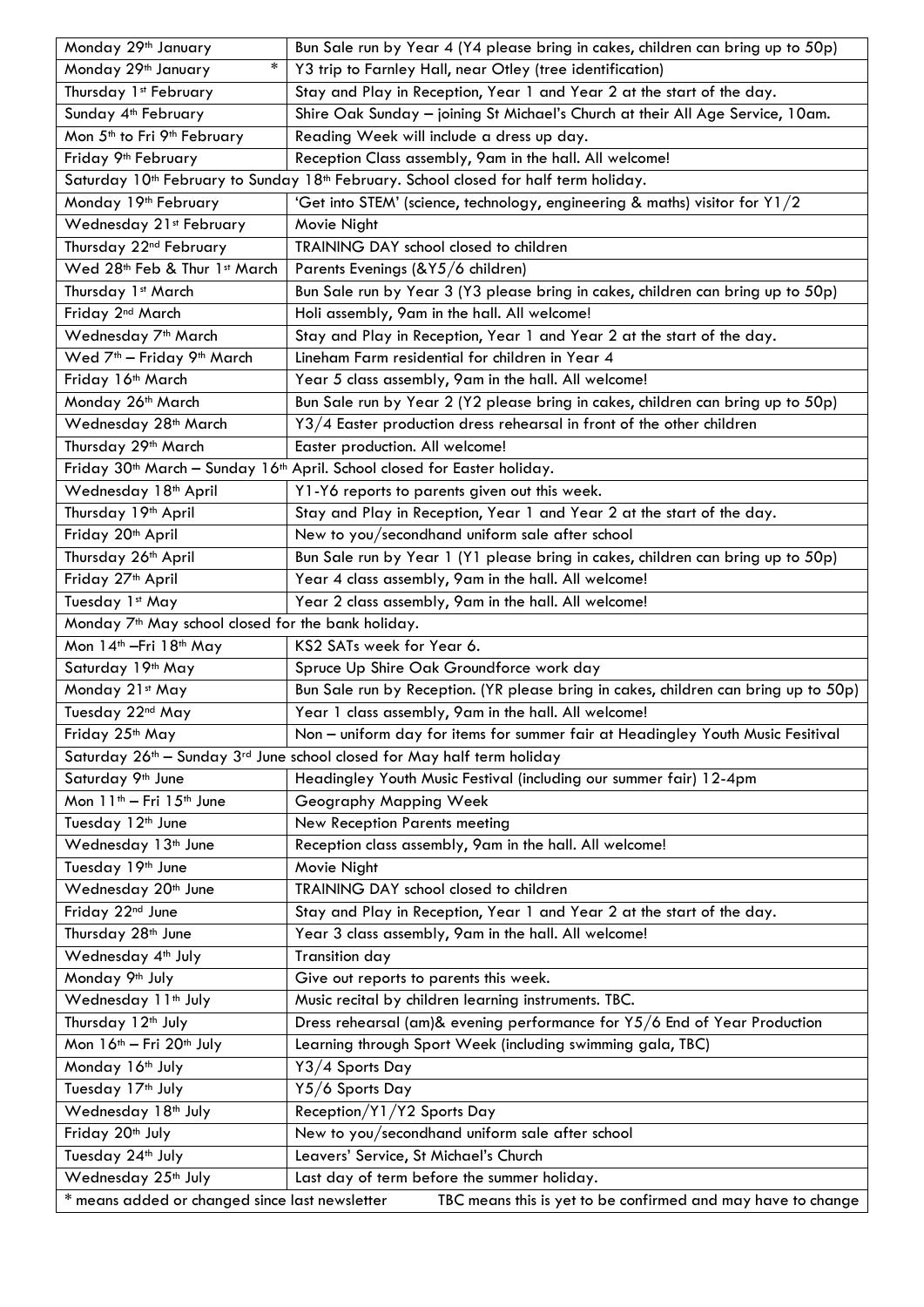| | |
|---|---|
| Monday 29th January | Bun Sale run by Year 4 (Y4 please bring in cakes, children can bring up to 50p) |
| Monday 29th January * | Y3 trip to Farnley Hall, near Otley (tree identification) |
| Thursday 1st February | Stay and Play in Reception, Year 1 and Year 2 at the start of the day. |
| Sunday 4th February | Shire Oak Sunday – joining St Michael's Church at their All Age Service, 10am. |
| Mon 5th to Fri 9th February | Reading Week will include a dress up day. |
| Friday 9th February | Reception Class assembly, 9am in the hall. All welcome! |
| Saturday 10th February to Sunday 18th February. School closed for half term holiday. | |
| Monday 19th February | 'Get into STEM' (science, technology, engineering & maths) visitor for Y1/2 |
| Wednesday 21st February | Movie Night |
| Thursday 22nd February | TRAINING DAY school closed to children |
| Wed 28th Feb & Thur 1st March | Parents Evenings (&Y5/6 children) |
| Thursday 1st March | Bun Sale run by Year 3 (Y3 please bring in cakes, children can bring up to 50p) |
| Friday 2nd March | Holi assembly, 9am in the hall. All welcome! |
| Wednesday 7th March | Stay and Play in Reception, Year 1 and Year 2 at the start of the day. |
| Wed 7th – Friday 9th March | Lineham Farm residential for children in Year 4 |
| Friday 16th March | Year 5 class assembly, 9am in the hall. All welcome! |
| Monday 26th March | Bun Sale run by Year 2 (Y2 please bring in cakes, children can bring up to 50p) |
| Wednesday 28th March | Y3/4 Easter production dress rehearsal in front of the other children |
| Thursday 29th March | Easter production. All welcome! |
| Friday 30th March – Sunday 16th April. School closed for Easter holiday. | |
| Wednesday 18th April | Y1-Y6 reports to parents given out this week. |
| Thursday 19th April | Stay and Play in Reception, Year 1 and Year 2 at the start of the day. |
| Friday 20th April | New to you/secondhand uniform sale after school |
| Thursday 26th April | Bun Sale run by Year 1 (Y1 please bring in cakes, children can bring up to 50p) |
| Friday 27th April | Year 4 class assembly, 9am in the hall. All welcome! |
| Tuesday 1st May | Year 2 class assembly, 9am in the hall. All welcome! |
| Monday 7th May school closed for the bank holiday. | |
| Mon 14th –Fri 18th May | KS2 SATs week for Year 6. |
| Saturday 19th May | Spruce Up Shire Oak Groundforce work day |
| Monday 21st May | Bun Sale run by Reception. (YR please bring in cakes, children can bring up to 50p) |
| Tuesday 22nd May | Year 1 class assembly, 9am in the hall. All welcome! |
| Friday 25th May | Non – uniform day for items for summer fair at Headingley Youth Music Fesitival |
| Saturday 26th – Sunday 3rd June school closed for May half term holiday | |
| Saturday 9th June | Headingley Youth Music Festival (including our summer fair) 12-4pm |
| Mon 11th – Fri 15th June | Geography Mapping Week |
| Tuesday 12th June | New Reception Parents meeting |
| Wednesday 13th June | Reception class assembly, 9am in the hall. All welcome! |
| Tuesday 19th June | Movie Night |
| Wednesday 20th June | TRAINING DAY school closed to children |
| Friday 22nd June | Stay and Play in Reception, Year 1 and Year 2 at the start of the day. |
| Thursday 28th June | Year 3 class assembly, 9am in the hall. All welcome! |
| Wednesday 4th July | Transition day |
| Monday 9th July | Give out reports to parents this week. |
| Wednesday 11th July | Music recital by children learning instruments. TBC. |
| Thursday 12th July | Dress rehearsal (am)& evening performance for Y5/6 End of Year Production |
| Mon 16th – Fri 20th July | Learning through Sport Week (including swimming gala, TBC) |
| Monday 16th July | Y3/4 Sports Day |
| Tuesday 17th July | Y5/6 Sports Day |
| Wednesday 18th July | Reception/Y1/Y2 Sports Day |
| Friday 20th July | New to you/secondhand uniform sale after school |
| Tuesday 24th July | Leavers' Service, St Michael's Church |
| Wednesday 25th July | Last day of term before the summer holiday. |
| * means added or changed since last newsletter | TBC means this is yet to be confirmed and may have to change |